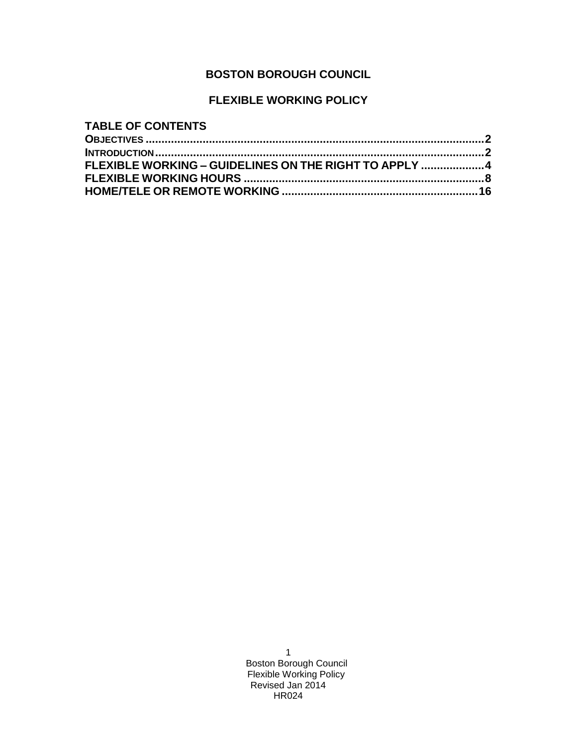# BOSTON BOROUGH COUNCIL

## FLEXIBLE WORKING POLICY

**TABLE OF CONTENTS**

**OBJECTIVES** .......... **2**
**INTRODUCTION** .......... **2**
**FLEXIBLE WORKING – GUIDELINES ON THE RIGHT TO APPLY** .......... **4**
**FLEXIBLE WORKING HOURS** .......... **8**
**HOME/TELE OR REMOTE WORKING** .......... **16**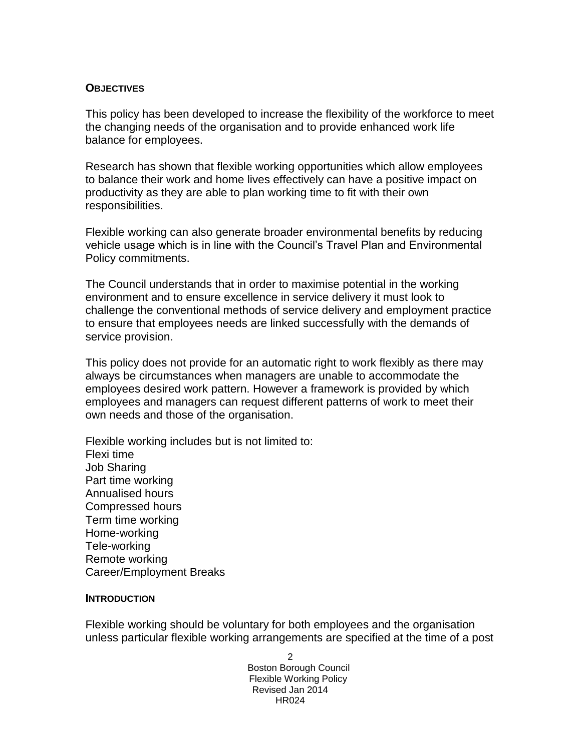## OBJECTIVES

This policy has been developed to increase the flexibility of the workforce to meet the changing needs of the organisation and to provide enhanced work life balance for employees.

Research has shown that flexible working opportunities which allow employees to balance their work and home lives effectively can have a positive impact on productivity as they are able to plan working time to fit with their own responsibilities.

Flexible working can also generate broader environmental benefits by reducing vehicle usage which is in line with the Council's Travel Plan and Environmental Policy commitments.

The Council understands that in order to maximise potential in the working environment and to ensure excellence in service delivery it must look to challenge the conventional methods of service delivery and employment practice to ensure that employees needs are linked successfully with the demands of service provision.

This policy does not provide for an automatic right to work flexibly as there may always be circumstances when managers are unable to accommodate the employees desired work pattern. However a framework is provided by which employees and managers can request different patterns of work to meet their own needs and those of the organisation.

Flexible working includes but is not limited to:
Flexi time
Job Sharing
Part time working
Annualised hours
Compressed hours
Term time working
Home-working
Tele-working
Remote working
Career/Employment Breaks

## INTRODUCTION

Flexible working should be voluntary for both employees and the organisation unless particular flexible working arrangements are specified at the time of a post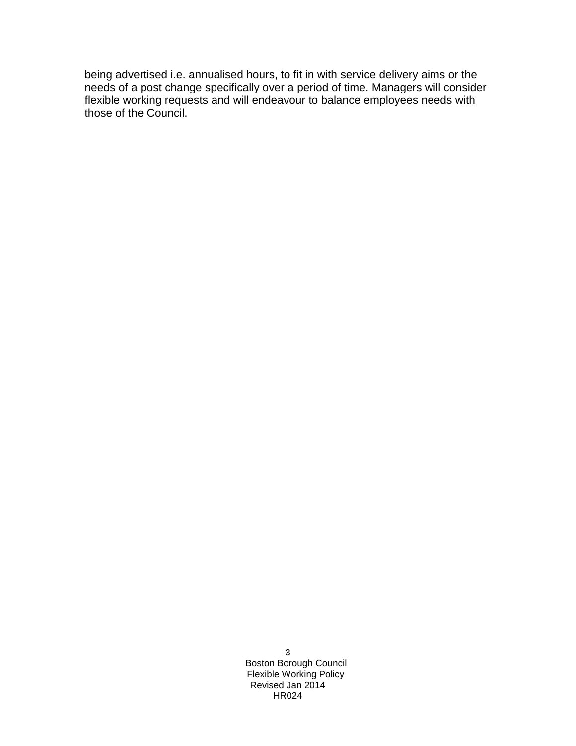being advertised i.e. annualised hours, to fit in with service delivery aims or the needs of a post change specifically over a period of time. Managers will consider flexible working requests and will endeavour to balance employees needs with those of the Council.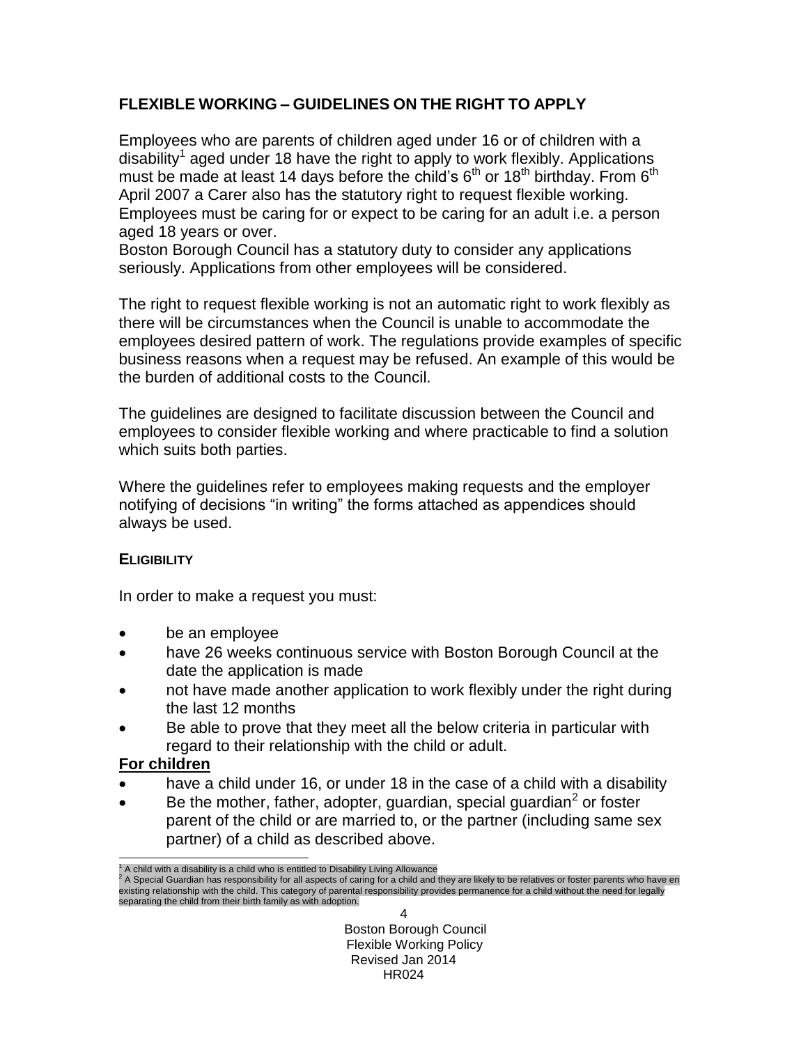## FLEXIBLE WORKING – GUIDELINES ON THE RIGHT TO APPLY

Employees who are parents of children aged under 16 or of children with a disability[1] aged under 18 have the right to apply to work flexibly. Applications must be made at least 14 days before the child's 6th or 18th birthday. From 6th April 2007 a Carer also has the statutory right to request flexible working. Employees must be caring for or expect to be caring for an adult i.e. a person aged 18 years or over.

Boston Borough Council has a statutory duty to consider any applications seriously. Applications from other employees will be considered.

The right to request flexible working is not an automatic right to work flexibly as there will be circumstances when the Council is unable to accommodate the employees desired pattern of work. The regulations provide examples of specific business reasons when a request may be refused. An example of this would be the burden of additional costs to the Council.

The guidelines are designed to facilitate discussion between the Council and employees to consider flexible working and where practicable to find a solution which suits both parties.

Where the guidelines refer to employees making requests and the employer notifying of decisions "in writing" the forms attached as appendices should always be used.

### ELIGIBILITY

In order to make a request you must:

- be an employee
- have 26 weeks continuous service with Boston Borough Council at the date the application is made
- not have made another application to work flexibly under the right during the last 12 months
- Be able to prove that they meet all the below criteria in particular with regard to their relationship with the child or adult.

**For children**

- have a child under 16, or under 18 in the case of a child with a disability
- Be the mother, father, adopter, guardian, special guardian[2] or foster parent of the child or are married to, or the partner (including same sex partner) of a child as described above.

---

[1] A child with a disability is a child who is entitled to Disability Living Allowance

[2] A Special Guardian has responsibility for all aspects of caring for a child and they are likely to be relatives or foster parents who have en existing relationship with the child. This category of parental responsibility provides permanence for a child without the need for legally separating the child from their birth family as with adoption.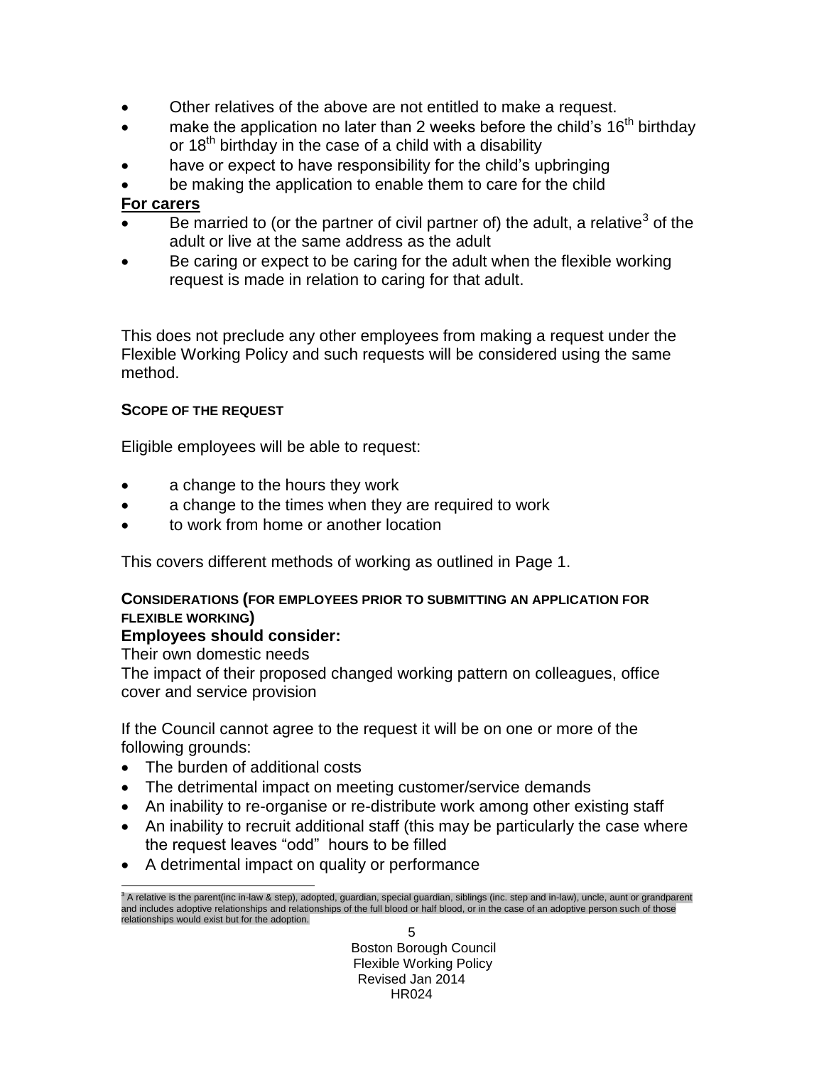- Other relatives of the above are not entitled to make a request.
- make the application no later than 2 weeks before the child's 16th birthday or 18th birthday in the case of a child with a disability
- have or expect to have responsibility for the child's upbringing
- be making the application to enable them to care for the child

**For carers**

- Be married to (or the partner of civil partner of) the adult, a relative[3] of the adult or live at the same address as the adult
- Be caring or expect to be caring for the adult when the flexible working request is made in relation to caring for that adult.

This does not preclude any other employees from making a request under the Flexible Working Policy and such requests will be considered using the same method.

**SCOPE OF THE REQUEST**

Eligible employees will be able to request:

- a change to the hours they work
- a change to the times when they are required to work
- to work from home or another location

This covers different methods of working as outlined in Page 1.

**CONSIDERATIONS (FOR EMPLOYEES PRIOR TO SUBMITTING AN APPLICATION FOR FLEXIBLE WORKING)**

**Employees should consider:**

Their own domestic needs

The impact of their proposed changed working pattern on colleagues, office cover and service provision

If the Council cannot agree to the request it will be on one or more of the following grounds:

- The burden of additional costs
- The detrimental impact on meeting customer/service demands
- An inability to re-organise or re-distribute work among other existing staff
- An inability to recruit additional staff (this may be particularly the case where the request leaves "odd" hours to be filled
- A detrimental impact on quality or performance

[3] A relative is the parent(inc in-law & step), adopted, guardian, special guardian, siblings (inc. step and in-law), uncle, aunt or grandparent and includes adoptive relationships and relationships of the full blood or half blood, or in the case of an adoptive person such of those relationships would exist but for the adoption.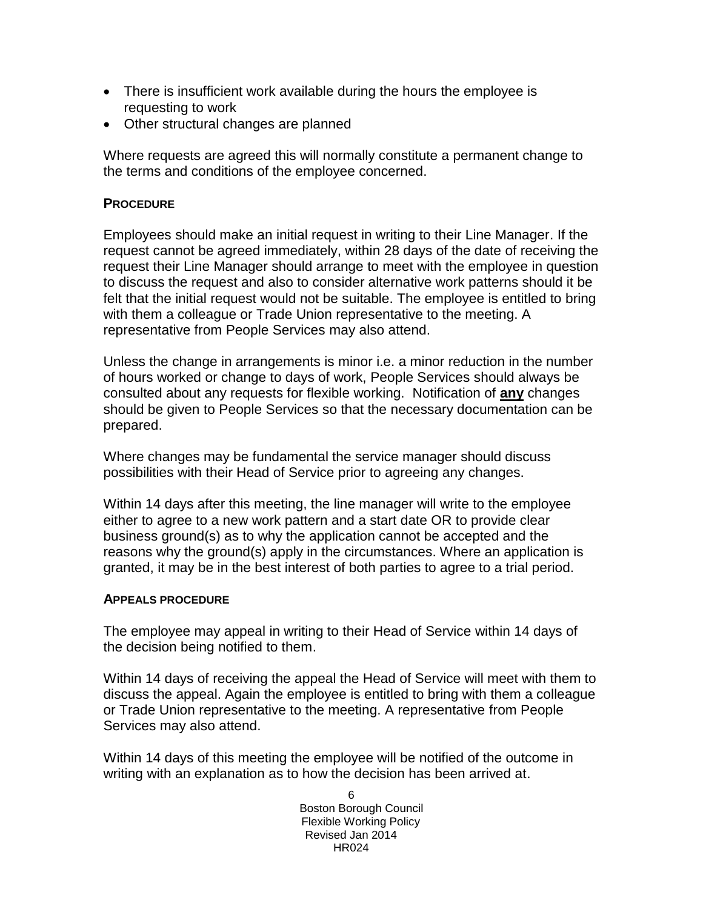- There is insufficient work available during the hours the employee is requesting to work
- Other structural changes are planned

Where requests are agreed this will normally constitute a permanent change to the terms and conditions of the employee concerned.

### PROCEDURE

Employees should make an initial request in writing to their Line Manager. If the request cannot be agreed immediately, within 28 days of the date of receiving the request their Line Manager should arrange to meet with the employee in question to discuss the request and also to consider alternative work patterns should it be felt that the initial request would not be suitable. The employee is entitled to bring with them a colleague or Trade Union representative to the meeting. A representative from People Services may also attend.

Unless the change in arrangements is minor i.e. a minor reduction in the number of hours worked or change to days of work, People Services should always be consulted about any requests for flexible working. Notification of **any** changes should be given to People Services so that the necessary documentation can be prepared.

Where changes may be fundamental the service manager should discuss possibilities with their Head of Service prior to agreeing any changes.

Within 14 days after this meeting, the line manager will write to the employee either to agree to a new work pattern and a start date OR to provide clear business ground(s) as to why the application cannot be accepted and the reasons why the ground(s) apply in the circumstances. Where an application is granted, it may be in the best interest of both parties to agree to a trial period.

#### APPEALS PROCEDURE

The employee may appeal in writing to their Head of Service within 14 days of the decision being notified to them.

Within 14 days of receiving the appeal the Head of Service will meet with them to discuss the appeal. Again the employee is entitled to bring with them a colleague or Trade Union representative to the meeting. A representative from People Services may also attend.

Within 14 days of this meeting the employee will be notified of the outcome in writing with an explanation as to how the decision has been arrived at.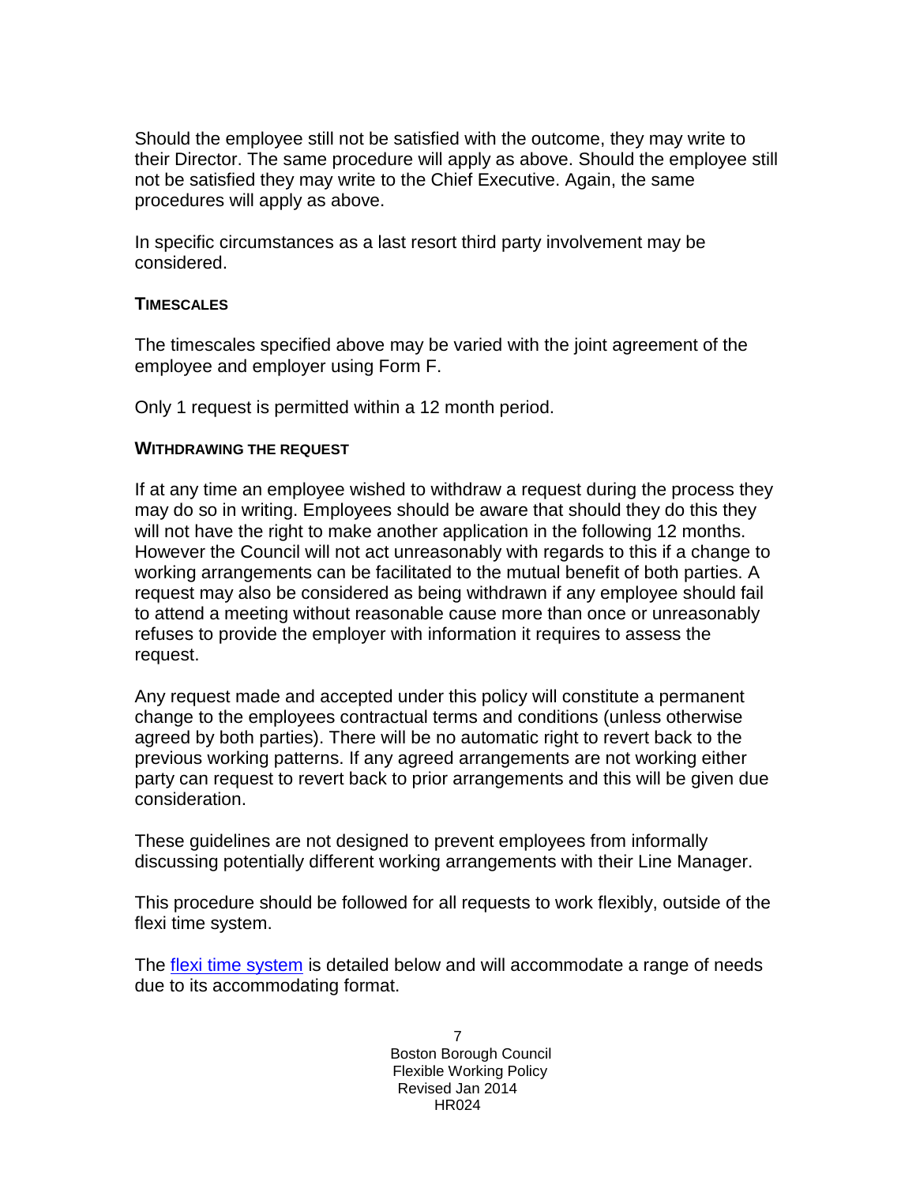Should the employee still not be satisfied with the outcome, they may write to their Director. The same procedure will apply as above. Should the employee still not be satisfied they may write to the Chief Executive. Again, the same procedures will apply as above.

In specific circumstances as a last resort third party involvement may be considered.

#### TIMESCALES

The timescales specified above may be varied with the joint agreement of the employee and employer using Form F.

Only 1 request is permitted within a 12 month period.

#### WITHDRAWING THE REQUEST

If at any time an employee wished to withdraw a request during the process they may do so in writing. Employees should be aware that should they do this they will not have the right to make another application in the following 12 months. However the Council will not act unreasonably with regards to this if a change to working arrangements can be facilitated to the mutual benefit of both parties. A request may also be considered as being withdrawn if any employee should fail to attend a meeting without reasonable cause more than once or unreasonably refuses to provide the employer with information it requires to assess the request.

Any request made and accepted under this policy will constitute a permanent change to the employees contractual terms and conditions (unless otherwise agreed by both parties). There will be no automatic right to revert back to the previous working patterns. If any agreed arrangements are not working either party can request to revert back to prior arrangements and this will be given due consideration.

These guidelines are not designed to prevent employees from informally discussing potentially different working arrangements with their Line Manager.

This procedure should be followed for all requests to work flexibly, outside of the flexi time system.

The flexi time system is detailed below and will accommodate a range of needs due to its accommodating format.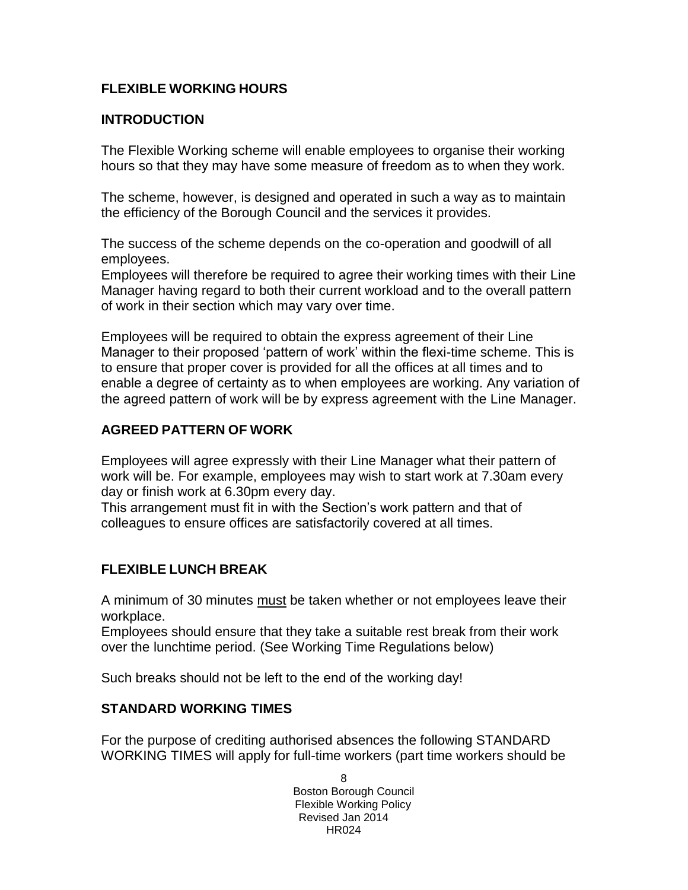## FLEXIBLE WORKING HOURS

### INTRODUCTION

The Flexible Working scheme will enable employees to organise their working hours so that they may have some measure of freedom as to when they work.

The scheme, however, is designed and operated in such a way as to maintain the efficiency of the Borough Council and the services it provides.

The success of the scheme depends on the co-operation and goodwill of all employees.
Employees will therefore be required to agree their working times with their Line Manager having regard to both their current workload and to the overall pattern of work in their section which may vary over time.

Employees will be required to obtain the express agreement of their Line Manager to their proposed 'pattern of work' within the flexi-time scheme. This is to ensure that proper cover is provided for all the offices at all times and to enable a degree of certainty as to when employees are working. Any variation of the agreed pattern of work will be by express agreement with the Line Manager.

### AGREED PATTERN OF WORK

Employees will agree expressly with their Line Manager what their pattern of work will be. For example, employees may wish to start work at 7.30am every day or finish work at 6.30pm every day.
This arrangement must fit in with the Section's work pattern and that of colleagues to ensure offices are satisfactorily covered at all times.

### FLEXIBLE LUNCH BREAK

A minimum of 30 minutes <u>must</u> be taken whether or not employees leave their workplace.
Employees should ensure that they take a suitable rest break from their work over the lunchtime period. (See Working Time Regulations below)

Such breaks should not be left to the end of the working day!

### STANDARD WORKING TIMES

For the purpose of crediting authorised absences the following STANDARD WORKING TIMES will apply for full-time workers (part time workers should be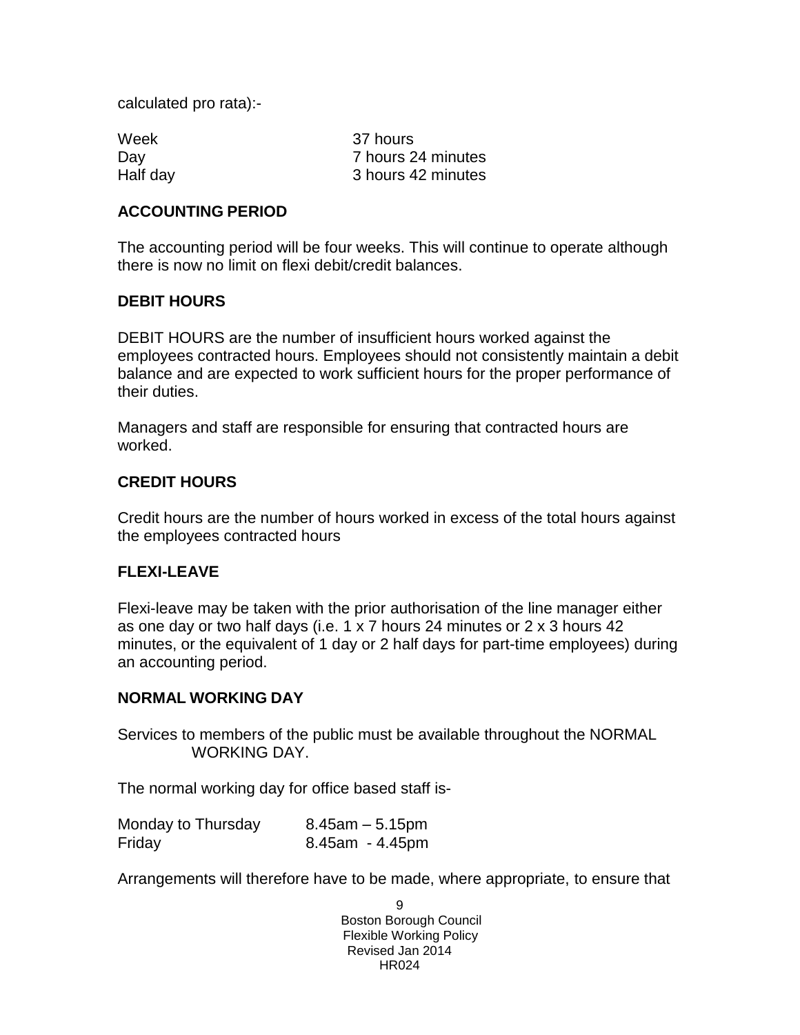calculated pro rata):-

| | |
|---|---|
| Week | 37 hours |
| Day | 7 hours 24 minutes |
| Half day | 3 hours 42 minutes |

**ACCOUNTING PERIOD**

The accounting period will be four weeks. This will continue to operate although there is now no limit on flexi debit/credit balances.

**DEBIT HOURS**

DEBIT HOURS are the number of insufficient hours worked against the employees contracted hours. Employees should not consistently maintain a debit balance and are expected to work sufficient hours for the proper performance of their duties.

Managers and staff are responsible for ensuring that contracted hours are worked.

**CREDIT HOURS**

Credit hours are the number of hours worked in excess of the total hours against the employees contracted hours

**FLEXI-LEAVE**

Flexi-leave may be taken with the prior authorisation of the line manager either as one day or two half days (i.e. 1 x 7 hours 24 minutes or 2 x 3 hours 42 minutes, or the equivalent of 1 day or 2 half days for part-time employees) during an accounting period.

**NORMAL WORKING DAY**

Services to members of the public must be available throughout the NORMAL WORKING DAY.

The normal working day for office based staff is-

| | |
|---|---|
| Monday to Thursday | 8.45am – 5.15pm |
| Friday | 8.45am - 4.45pm |

Arrangements will therefore have to be made, where appropriate, to ensure that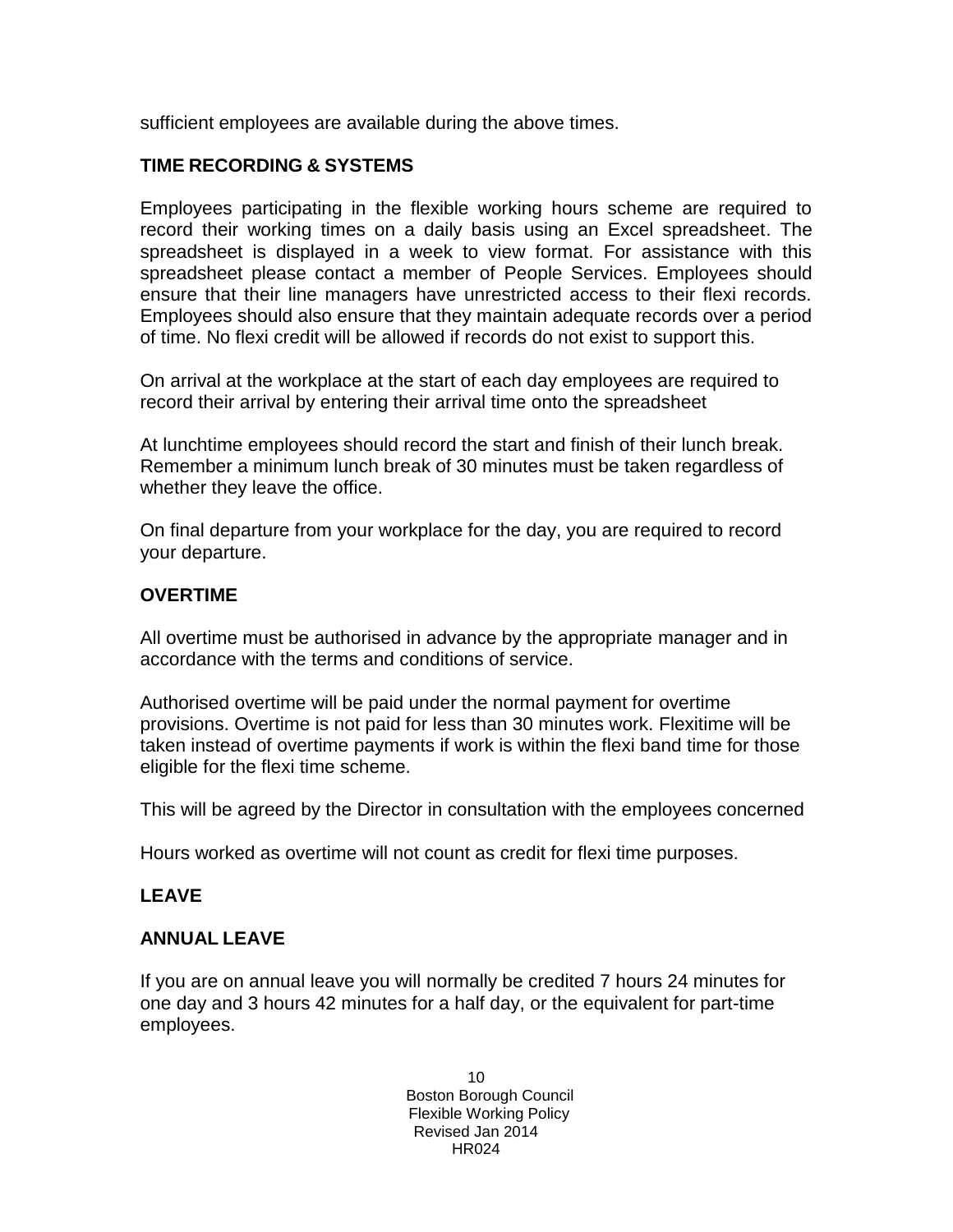sufficient employees are available during the above times.

## TIME RECORDING & SYSTEMS

Employees participating in the flexible working hours scheme are required to record their working times on a daily basis using an Excel spreadsheet. The spreadsheet is displayed in a week to view format. For assistance with this spreadsheet please contact a member of People Services. Employees should ensure that their line managers have unrestricted access to their flexi records. Employees should also ensure that they maintain adequate records over a period of time. No flexi credit will be allowed if records do not exist to support this.

On arrival at the workplace at the start of each day employees are required to record their arrival by entering their arrival time onto the spreadsheet

At lunchtime employees should record the start and finish of their lunch break. Remember a minimum lunch break of 30 minutes must be taken regardless of whether they leave the office.

On final departure from your workplace for the day, you are required to record your departure.

## OVERTIME

All overtime must be authorised in advance by the appropriate manager and in accordance with the terms and conditions of service.

Authorised overtime will be paid under the normal payment for overtime provisions. Overtime is not paid for less than 30 minutes work. Flexitime will be taken instead of overtime payments if work is within the flexi band time for those eligible for the flexi time scheme.

This will be agreed by the Director in consultation with the employees concerned

Hours worked as overtime will not count as credit for flexi time purposes.

## LEAVE

### ANNUAL LEAVE

If you are on annual leave you will normally be credited 7 hours 24 minutes for one day and 3 hours 42 minutes for a half day, or the equivalent for part-time employees.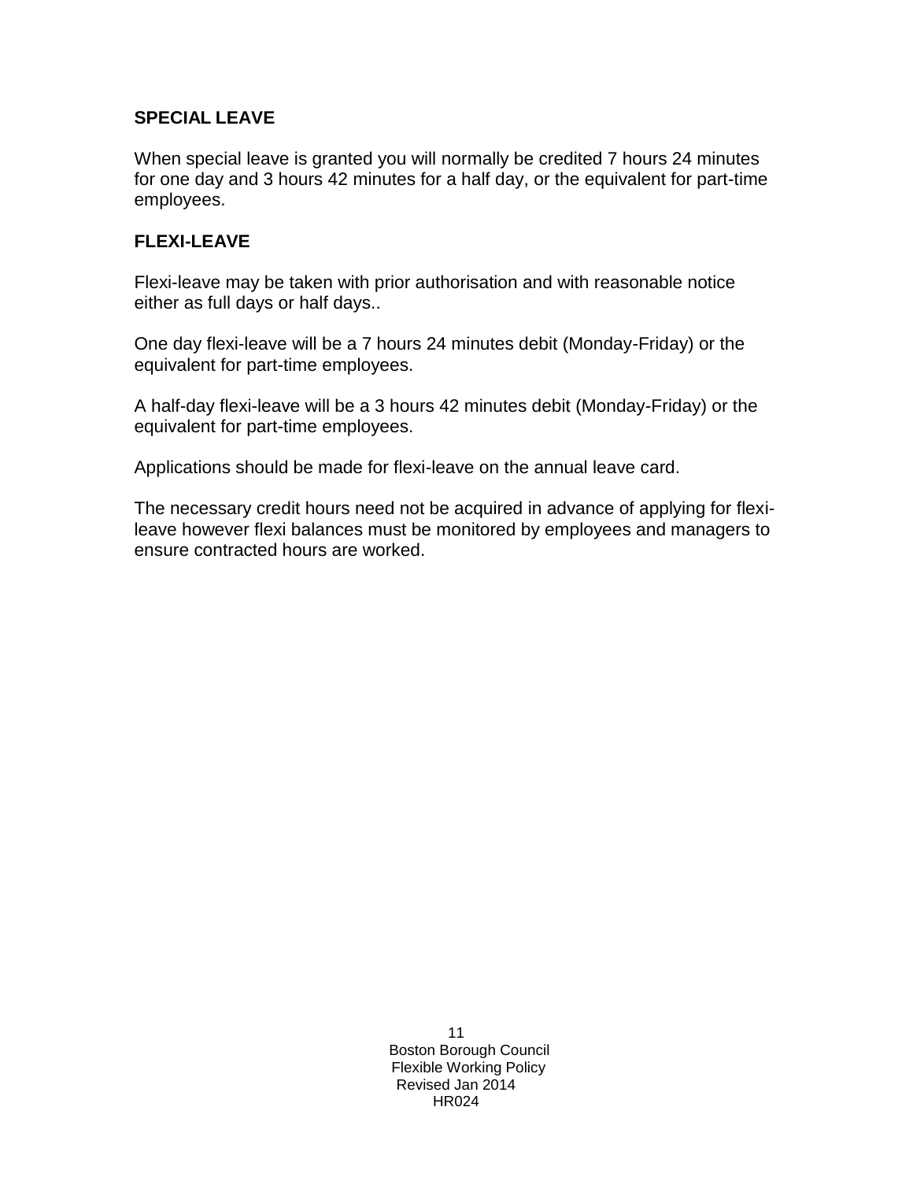## SPECIAL LEAVE

When special leave is granted you will normally be credited 7 hours 24 minutes for one day and 3 hours 42 minutes for a half day, or the equivalent for part-time employees.

## FLEXI-LEAVE

Flexi-leave may be taken with prior authorisation and with reasonable notice either as full days or half days..

One day flexi-leave will be a 7 hours 24 minutes debit (Monday-Friday) or the equivalent for part-time employees.

A half-day flexi-leave will be a 3 hours 42 minutes debit (Monday-Friday) or the equivalent for part-time employees.

Applications should be made for flexi-leave on the annual leave card.

The necessary credit hours need not be acquired in advance of applying for flexi-leave however flexi balances must be monitored by employees and managers to ensure contracted hours are worked.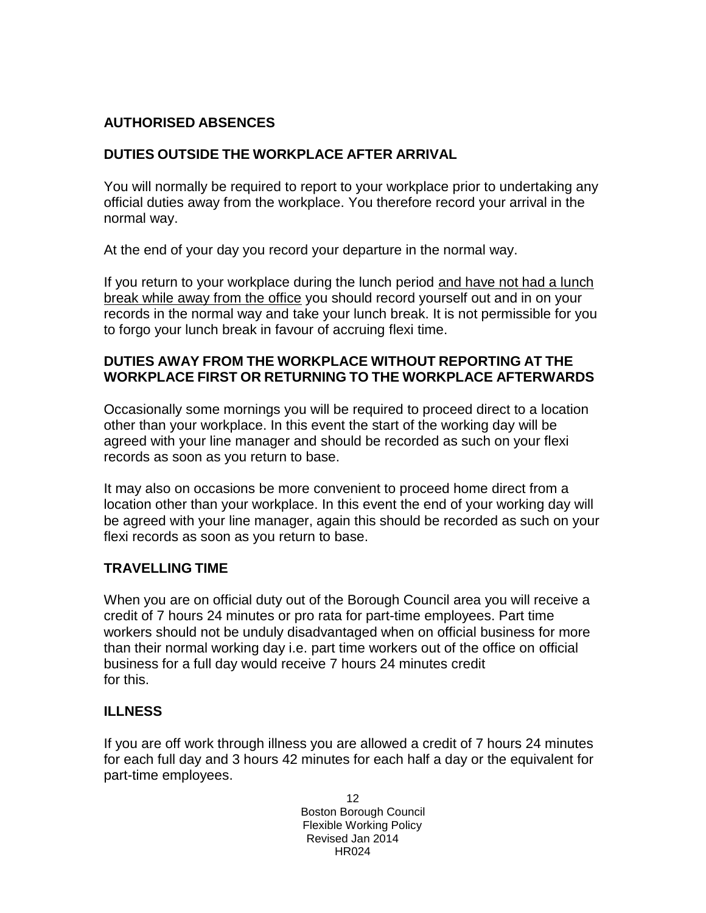## AUTHORISED ABSENCES

### DUTIES OUTSIDE THE WORKPLACE AFTER ARRIVAL

You will normally be required to report to your workplace prior to undertaking any official duties away from the workplace. You therefore record your arrival in the normal way.

At the end of your day you record your departure in the normal way.

If you return to your workplace during the lunch period <u>and have not had a lunch break while away from the office</u> you should record yourself out and in on your records in the normal way and take your lunch break. It is not permissible for you to forgo your lunch break in favour of accruing flexi time.

### DUTIES AWAY FROM THE WORKPLACE WITHOUT REPORTING AT THE WORKPLACE FIRST OR RETURNING TO THE WORKPLACE AFTERWARDS

Occasionally some mornings you will be required to proceed direct to a location other than your workplace. In this event the start of the working day will be agreed with your line manager and should be recorded as such on your flexi records as soon as you return to base.

It may also on occasions be more convenient to proceed home direct from a location other than your workplace. In this event the end of your working day will be agreed with your line manager, again this should be recorded as such on your flexi records as soon as you return to base.

### TRAVELLING TIME

When you are on official duty out of the Borough Council area you will receive a credit of 7 hours 24 minutes or pro rata for part-time employees. Part time workers should not be unduly disadvantaged when on official business for more than their normal working day i.e. part time workers out of the office on official business for a full day would receive 7 hours 24 minutes credit for this.

### ILLNESS

If you are off work through illness you are allowed a credit of 7 hours 24 minutes for each full day and 3 hours 42 minutes for each half a day or the equivalent for part-time employees.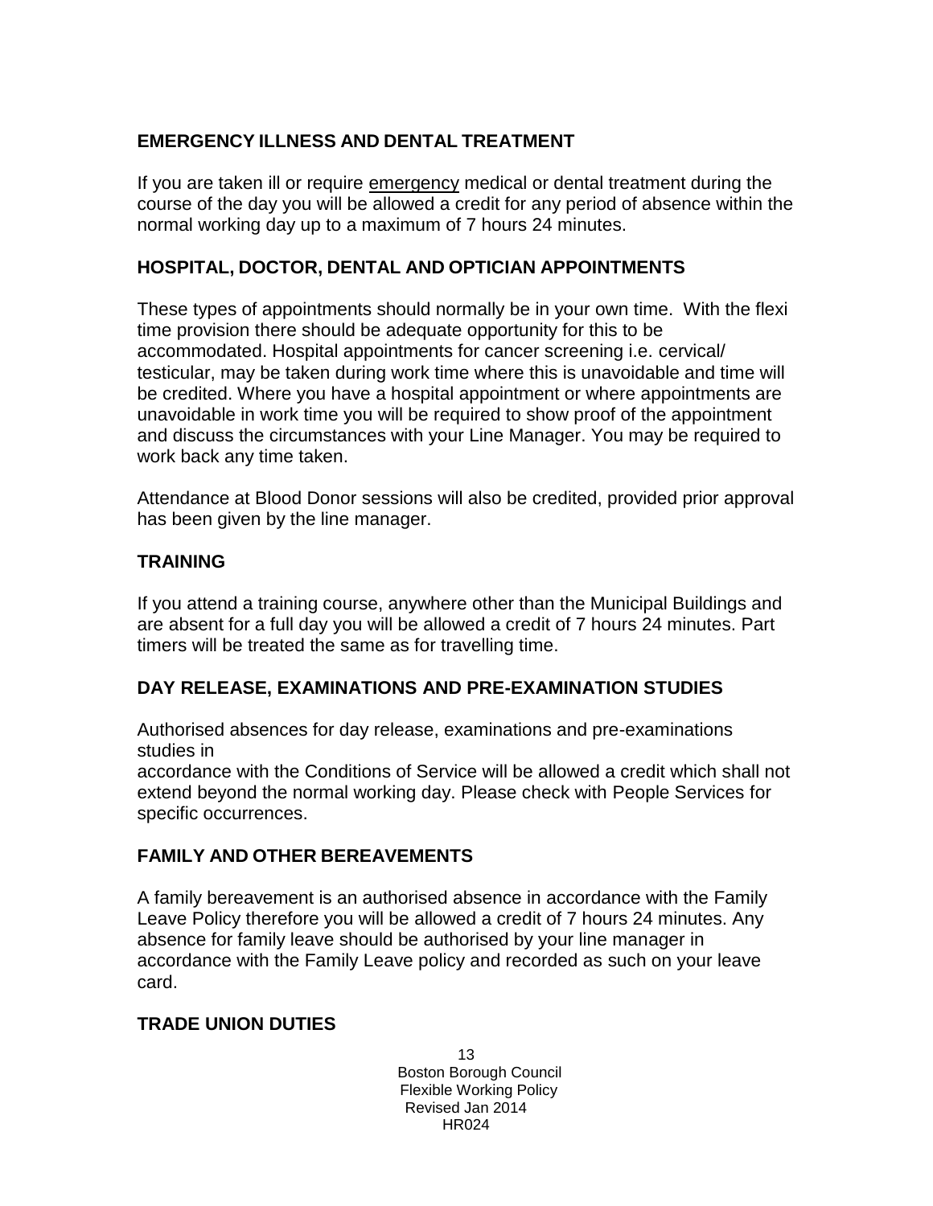## EMERGENCY ILLNESS AND DENTAL TREATMENT

If you are taken ill or require <u>emergency</u> medical or dental treatment during the course of the day you will be allowed a credit for any period of absence within the normal working day up to a maximum of 7 hours 24 minutes.

## HOSPITAL, DOCTOR, DENTAL AND OPTICIAN APPOINTMENTS

These types of appointments should normally be in your own time. With the flexi time provision there should be adequate opportunity for this to be accommodated. Hospital appointments for cancer screening i.e. cervical/ testicular, may be taken during work time where this is unavoidable and time will be credited. Where you have a hospital appointment or where appointments are unavoidable in work time you will be required to show proof of the appointment and discuss the circumstances with your Line Manager. You may be required to work back any time taken.

Attendance at Blood Donor sessions will also be credited, provided prior approval has been given by the line manager.

## TRAINING

If you attend a training course, anywhere other than the Municipal Buildings and are absent for a full day you will be allowed a credit of 7 hours 24 minutes. Part timers will be treated the same as for travelling time.

## DAY RELEASE, EXAMINATIONS AND PRE-EXAMINATION STUDIES

Authorised absences for day release, examinations and pre-examinations studies in
accordance with the Conditions of Service will be allowed a credit which shall not extend beyond the normal working day. Please check with People Services for specific occurrences.

## FAMILY AND OTHER BEREAVEMENTS

A family bereavement is an authorised absence in accordance with the Family Leave Policy therefore you will be allowed a credit of 7 hours 24 minutes. Any absence for family leave should be authorised by your line manager in accordance with the Family Leave policy and recorded as such on your leave card.

## TRADE UNION DUTIES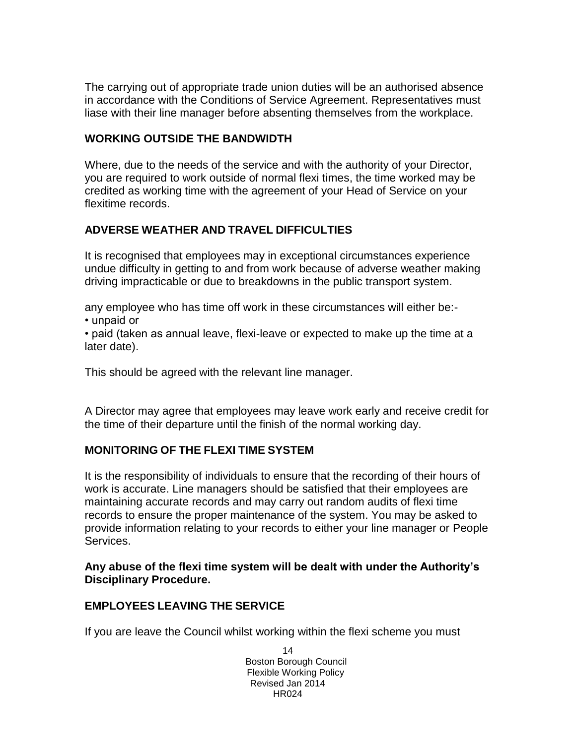The carrying out of appropriate trade union duties will be an authorised absence in accordance with the Conditions of Service Agreement. Representatives must liase with their line manager before absenting themselves from the workplace.

## WORKING OUTSIDE THE BANDWIDTH

Where, due to the needs of the service and with the authority of your Director, you are required to work outside of normal flexi times, the time worked may be credited as working time with the agreement of your Head of Service on your flexitime records.

## ADVERSE WEATHER AND TRAVEL DIFFICULTIES

It is recognised that employees may in exceptional circumstances experience undue difficulty in getting to and from work because of adverse weather making driving impracticable or due to breakdowns in the public transport system.

any employee who has time off work in these circumstances will either be:-

- unpaid or
- paid (taken as annual leave, flexi-leave or expected to make up the time at a later date).

This should be agreed with the relevant line manager.

A Director may agree that employees may leave work early and receive credit for the time of their departure until the finish of the normal working day.

## MONITORING OF THE FLEXI TIME SYSTEM

It is the responsibility of individuals to ensure that the recording of their hours of work is accurate. Line managers should be satisfied that their employees are maintaining accurate records and may carry out random audits of flexi time records to ensure the proper maintenance of the system. You may be asked to provide information relating to your records to either your line manager or People Services.

**Any abuse of the flexi time system will be dealt with under the Authority's Disciplinary Procedure.**

## EMPLOYEES LEAVING THE SERVICE

If you are leave the Council whilst working within the flexi scheme you must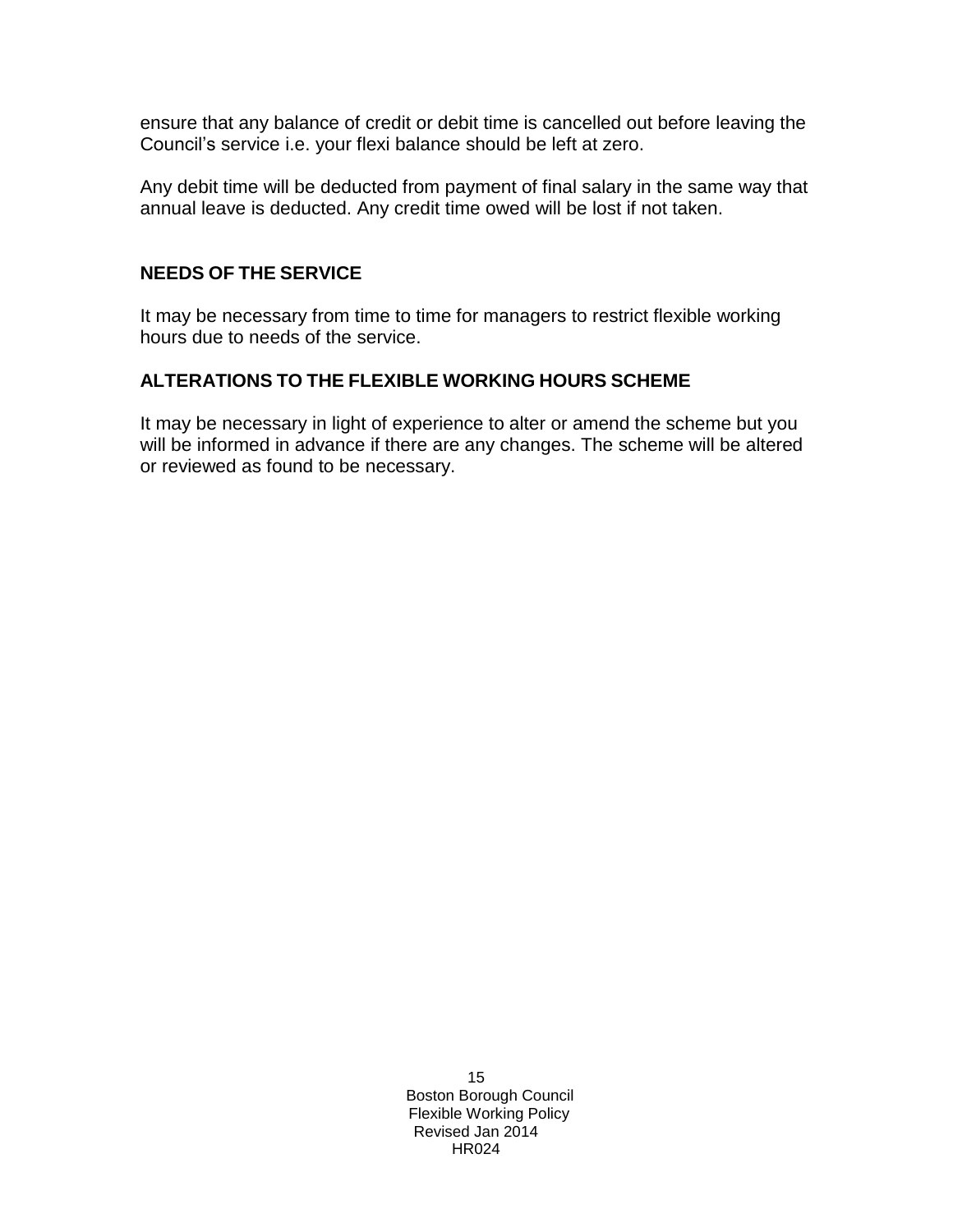ensure that any balance of credit or debit time is cancelled out before leaving the Council’s service i.e. your flexi balance should be left at zero.

Any debit time will be deducted from payment of final salary in the same way that annual leave is deducted. Any credit time owed will be lost if not taken.

## NEEDS OF THE SERVICE

It may be necessary from time to time for managers to restrict flexible working hours due to needs of the service.

## ALTERATIONS TO THE FLEXIBLE WORKING HOURS SCHEME

It may be necessary in light of experience to alter or amend the scheme but you will be informed in advance if there are any changes. The scheme will be altered or reviewed as found to be necessary.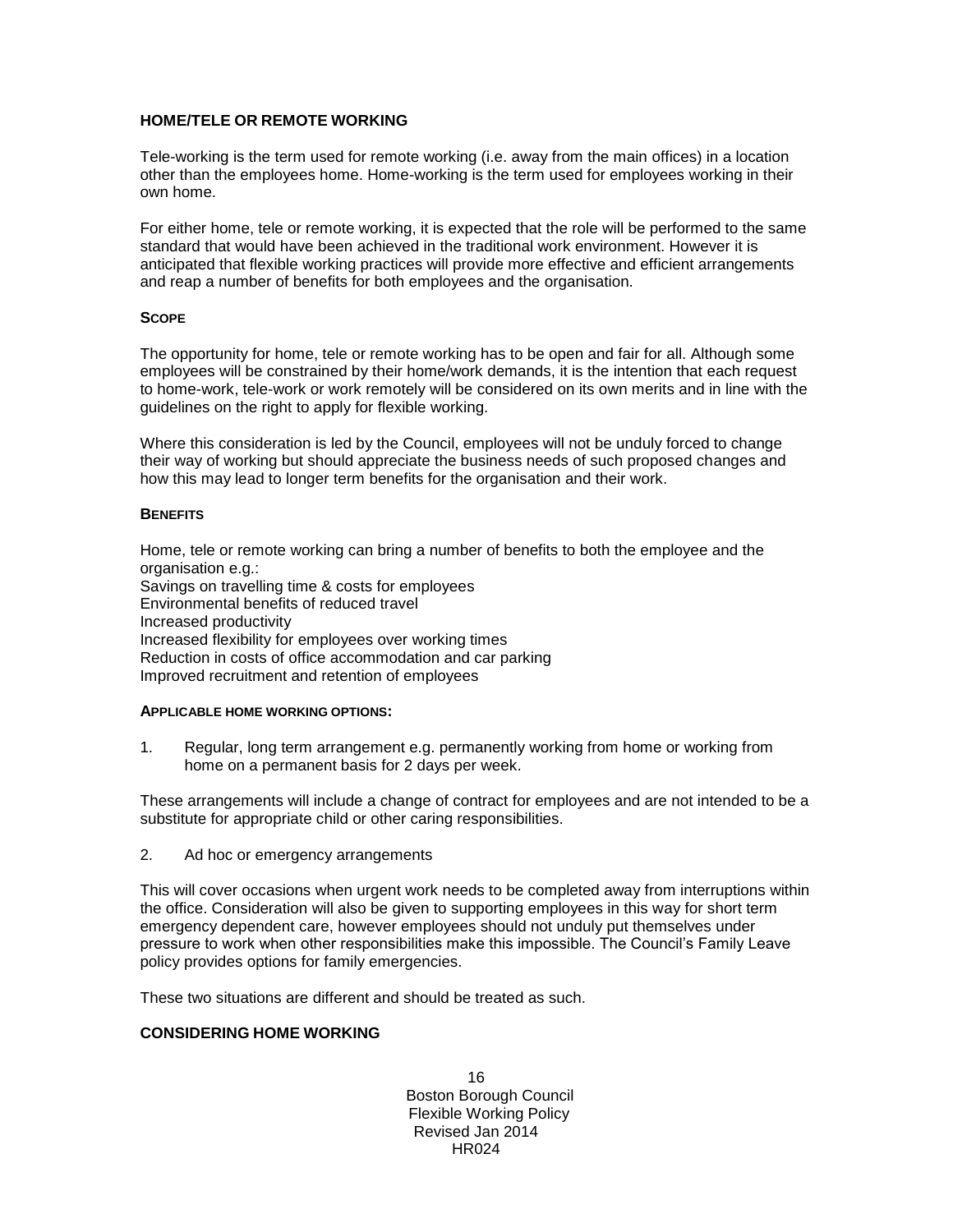## HOME/TELE OR REMOTE WORKING

Tele-working is the term used for remote working (i.e. away from the main offices) in a location other than the employees home. Home-working is the term used for employees working in their own home.

For either home, tele or remote working, it is expected that the role will be performed to the same standard that would have been achieved in the traditional work environment. However it is anticipated that flexible working practices will provide more effective and efficient arrangements and reap a number of benefits for both employees and the organisation.

### SCOPE

The opportunity for home, tele or remote working has to be open and fair for all. Although some employees will be constrained by their home/work demands, it is the intention that each request to home-work, tele-work or work remotely will be considered on its own merits and in line with the guidelines on the right to apply for flexible working.

Where this consideration is led by the Council, employees will not be unduly forced to change their way of working but should appreciate the business needs of such proposed changes and how this may lead to longer term benefits for the organisation and their work.

### BENEFITS

Home, tele or remote working can bring a number of benefits to both the employee and the organisation e.g.:
Savings on travelling time & costs for employees
Environmental benefits of reduced travel
Increased productivity
Increased flexibility for employees over working times
Reduction in costs of office accommodation and car parking
Improved recruitment and retention of employees

### APPLICABLE HOME WORKING OPTIONS:

1. Regular, long term arrangement e.g. permanently working from home or working from home on a permanent basis for 2 days per week.

These arrangements will include a change of contract for employees and are not intended to be a substitute for appropriate child or other caring responsibilities.

2. Ad hoc or emergency arrangements

This will cover occasions when urgent work needs to be completed away from interruptions within the office. Consideration will also be given to supporting employees in this way for short term emergency dependent care, however employees should not unduly put themselves under pressure to work when other responsibilities make this impossible. The Council's Family Leave policy provides options for family emergencies.

These two situations are different and should be treated as such.

## CONSIDERING HOME WORKING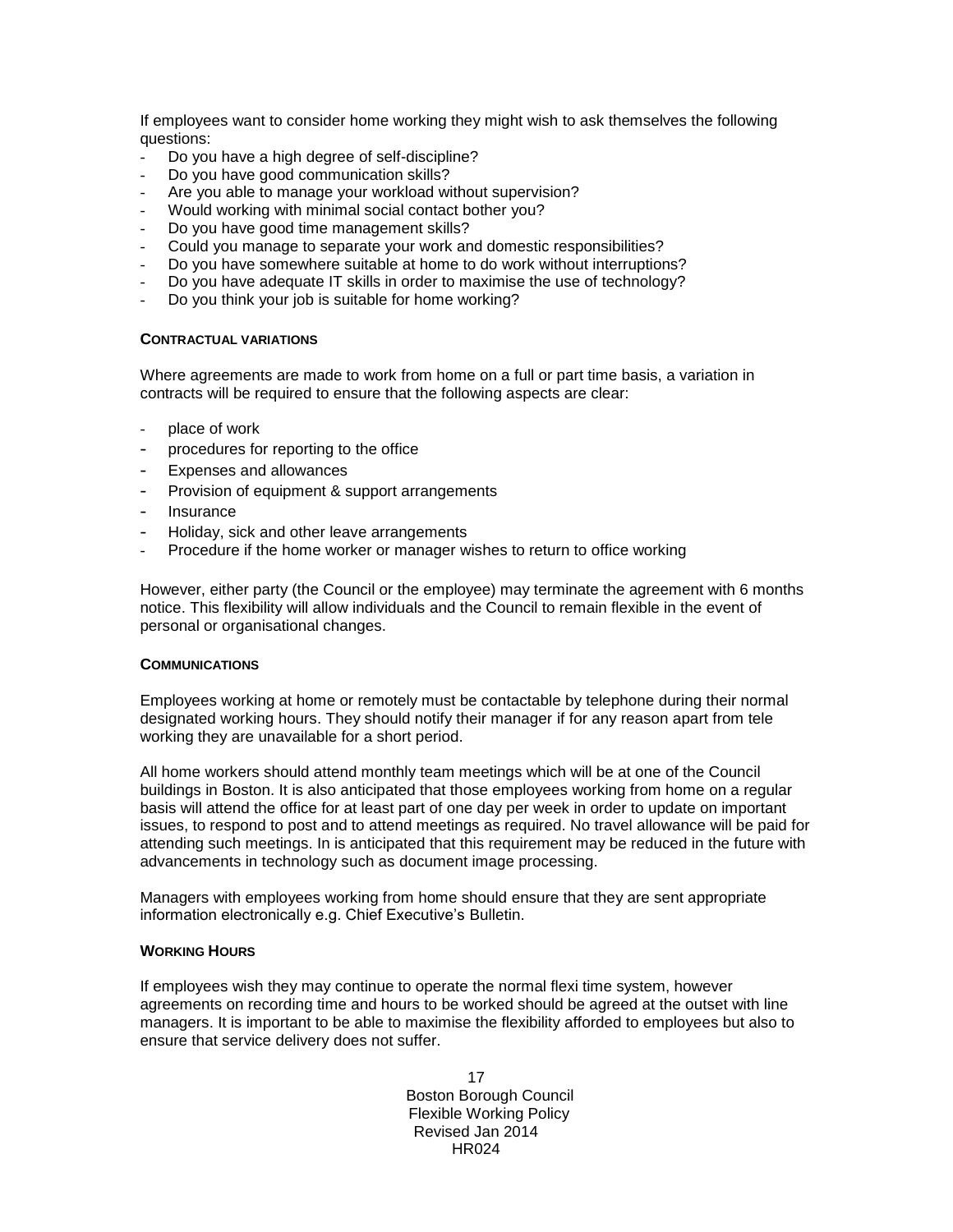If employees want to consider home working they might wish to ask themselves the following questions:

- Do you have a high degree of self-discipline?
- Do you have good communication skills?
- Are you able to manage your workload without supervision?
- Would working with minimal social contact bother you?
- Do you have good time management skills?
- Could you manage to separate your work and domestic responsibilities?
- Do you have somewhere suitable at home to do work without interruptions?
- Do you have adequate IT skills in order to maximise the use of technology?
- Do you think your job is suitable for home working?

#### CONTRACTUAL VARIATIONS

Where agreements are made to work from home on a full or part time basis, a variation in contracts will be required to ensure that the following aspects are clear:

- place of work
- procedures for reporting to the office
- Expenses and allowances
- Provision of equipment & support arrangements
- Insurance
- Holiday, sick and other leave arrangements
- Procedure if the home worker or manager wishes to return to office working

However, either party (the Council or the employee) may terminate the agreement with 6 months notice. This flexibility will allow individuals and the Council to remain flexible in the event of personal or organisational changes.

#### COMMUNICATIONS

Employees working at home or remotely must be contactable by telephone during their normal designated working hours. They should notify their manager if for any reason apart from tele working they are unavailable for a short period.

All home workers should attend monthly team meetings which will be at one of the Council buildings in Boston. It is also anticipated that those employees working from home on a regular basis will attend the office for at least part of one day per week in order to update on important issues, to respond to post and to attend meetings as required. No travel allowance will be paid for attending such meetings. In is anticipated that this requirement may be reduced in the future with advancements in technology such as document image processing.

Managers with employees working from home should ensure that they are sent appropriate information electronically e.g. Chief Executive's Bulletin.

#### WORKING HOURS

If employees wish they may continue to operate the normal flexi time system, however agreements on recording time and hours to be worked should be agreed at the outset with line managers. It is important to be able to maximise the flexibility afforded to employees but also to ensure that service delivery does not suffer.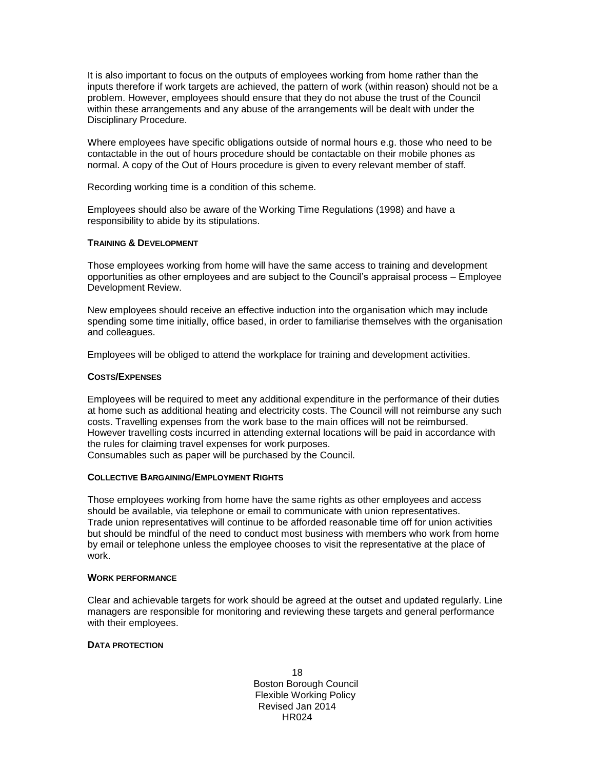It is also important to focus on the outputs of employees working from home rather than the inputs therefore if work targets are achieved, the pattern of work (within reason) should not be a problem. However, employees should ensure that they do not abuse the trust of the Council within these arrangements and any abuse of the arrangements will be dealt with under the Disciplinary Procedure.

Where employees have specific obligations outside of normal hours e.g. those who need to be contactable in the out of hours procedure should be contactable on their mobile phones as normal. A copy of the Out of Hours procedure is given to every relevant member of staff.

Recording working time is a condition of this scheme.

Employees should also be aware of the Working Time Regulations (1998) and have a responsibility to abide by its stipulations.

**TRAINING & DEVELOPMENT**

Those employees working from home will have the same access to training and development opportunities as other employees and are subject to the Council's appraisal process – Employee Development Review.

New employees should receive an effective induction into the organisation which may include spending some time initially, office based, in order to familiarise themselves with the organisation and colleagues.

Employees will be obliged to attend the workplace for training and development activities.

**COSTS/EXPENSES**

Employees will be required to meet any additional expenditure in the performance of their duties at home such as additional heating and electricity costs. The Council will not reimburse any such costs. Travelling expenses from the work base to the main offices will not be reimbursed. However travelling costs incurred in attending external locations will be paid in accordance with the rules for claiming travel expenses for work purposes.
Consumables such as paper will be purchased by the Council.

**COLLECTIVE BARGAINING/EMPLOYMENT RIGHTS**

Those employees working from home have the same rights as other employees and access should be available, via telephone or email to communicate with union representatives.
Trade union representatives will continue to be afforded reasonable time off for union activities but should be mindful of the need to conduct most business with members who work from home by email or telephone unless the employee chooses to visit the representative at the place of work.

**WORK PERFORMANCE**

Clear and achievable targets for work should be agreed at the outset and updated regularly. Line managers are responsible for monitoring and reviewing these targets and general performance with their employees.

**DATA PROTECTION**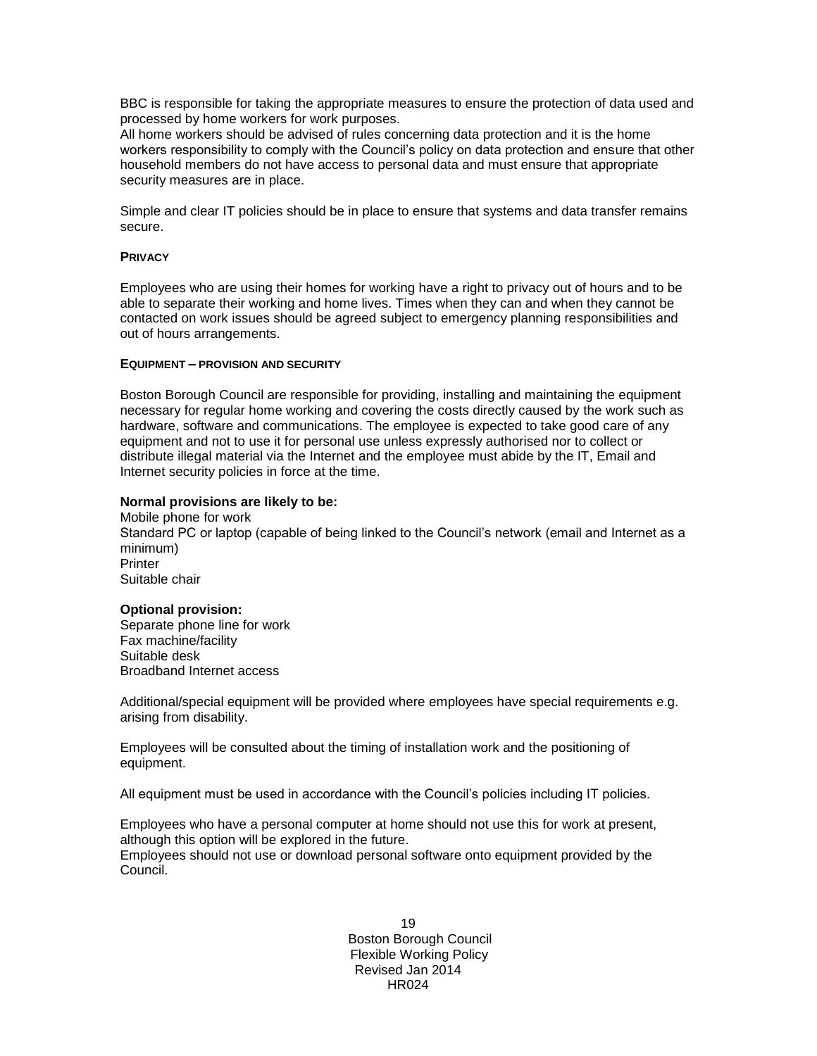BBC is responsible for taking the appropriate measures to ensure the protection of data used and processed by home workers for work purposes.
All home workers should be advised of rules concerning data protection and it is the home workers responsibility to comply with the Council's policy on data protection and ensure that other household members do not have access to personal data and must ensure that appropriate security measures are in place.

Simple and clear IT policies should be in place to ensure that systems and data transfer remains secure.

**PRIVACY**

Employees who are using their homes for working have a right to privacy out of hours and to be able to separate their working and home lives. Times when they can and when they cannot be contacted on work issues should be agreed subject to emergency planning responsibilities and out of hours arrangements.

**EQUIPMENT – PROVISION AND SECURITY**

Boston Borough Council are responsible for providing, installing and maintaining the equipment necessary for regular home working and covering the costs directly caused by the work such as hardware, software and communications. The employee is expected to take good care of any equipment and not to use it for personal use unless expressly authorised nor to collect or distribute illegal material via the Internet and the employee must abide by the IT, Email and Internet security policies in force at the time.

**Normal provisions are likely to be:**
Mobile phone for work
Standard PC or laptop (capable of being linked to the Council's network (email and Internet as a minimum)
Printer
Suitable chair

**Optional provision:**
Separate phone line for work
Fax machine/facility
Suitable desk
Broadband Internet access

Additional/special equipment will be provided where employees have special requirements e.g. arising from disability.

Employees will be consulted about the timing of installation work and the positioning of equipment.

All equipment must be used in accordance with the Council's policies including IT policies.

Employees who have a personal computer at home should not use this for work at present, although this option will be explored in the future.
Employees should not use or download personal software onto equipment provided by the Council.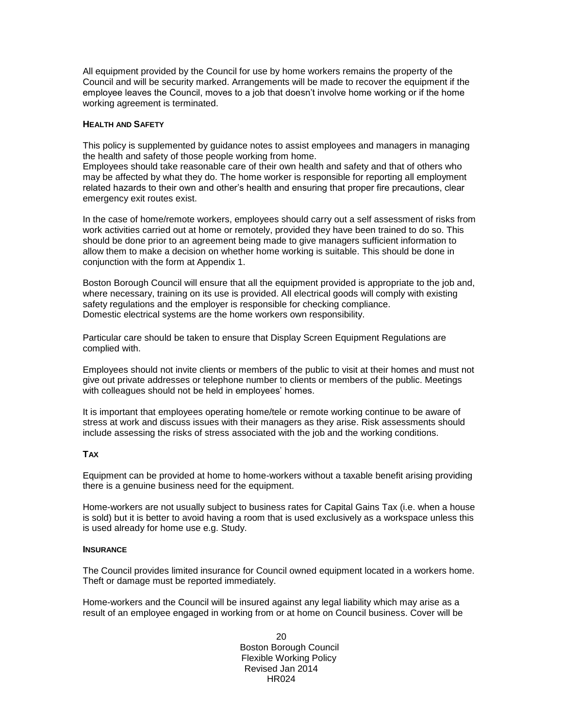All equipment provided by the Council for use by home workers remains the property of the Council and will be security marked. Arrangements will be made to recover the equipment if the employee leaves the Council, moves to a job that doesn't involve home working or if the home working agreement is terminated.

#### HEALTH AND SAFETY

This policy is supplemented by guidance notes to assist employees and managers in managing the health and safety of those people working from home.
Employees should take reasonable care of their own health and safety and that of others who may be affected by what they do. The home worker is responsible for reporting all employment related hazards to their own and other's health and ensuring that proper fire precautions, clear emergency exit routes exist.

In the case of home/remote workers, employees should carry out a self assessment of risks from work activities carried out at home or remotely, provided they have been trained to do so. This should be done prior to an agreement being made to give managers sufficient information to allow them to make a decision on whether home working is suitable. This should be done in conjunction with the form at Appendix 1.

Boston Borough Council will ensure that all the equipment provided is appropriate to the job and, where necessary, training on its use is provided. All electrical goods will comply with existing safety regulations and the employer is responsible for checking compliance.
Domestic electrical systems are the home workers own responsibility.

Particular care should be taken to ensure that Display Screen Equipment Regulations are complied with.

Employees should not invite clients or members of the public to visit at their homes and must not give out private addresses or telephone number to clients or members of the public. Meetings with colleagues should not be held in employees' homes.

It is important that employees operating home/tele or remote working continue to be aware of stress at work and discuss issues with their managers as they arise. Risk assessments should include assessing the risks of stress associated with the job and the working conditions.

#### TAX

Equipment can be provided at home to home-workers without a taxable benefit arising providing there is a genuine business need for the equipment.

Home-workers are not usually subject to business rates for Capital Gains Tax (i.e. when a house is sold) but it is better to avoid having a room that is used exclusively as a workspace unless this is used already for home use e.g. Study.

#### INSURANCE

The Council provides limited insurance for Council owned equipment located in a workers home. Theft or damage must be reported immediately.

Home-workers and the Council will be insured against any legal liability which may arise as a result of an employee engaged in working from or at home on Council business. Cover will be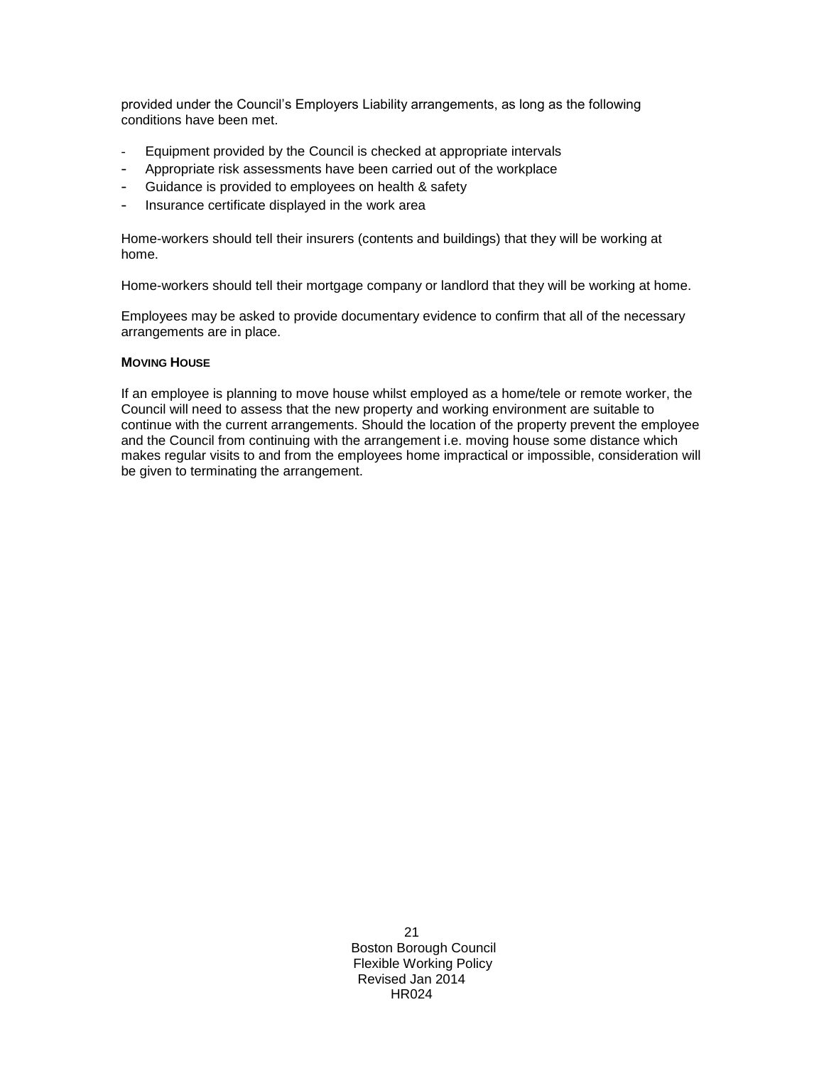provided under the Council's Employers Liability arrangements, as long as the following conditions have been met.

- Equipment provided by the Council is checked at appropriate intervals
- Appropriate risk assessments have been carried out of the workplace
- Guidance is provided to employees on health & safety
- Insurance certificate displayed in the work area

Home-workers should tell their insurers (contents and buildings) that they will be working at home.

Home-workers should tell their mortgage company or landlord that they will be working at home.

Employees may be asked to provide documentary evidence to confirm that all of the necessary arrangements are in place.

**MOVING HOUSE**

If an employee is planning to move house whilst employed as a home/tele or remote worker, the Council will need to assess that the new property and working environment are suitable to continue with the current arrangements. Should the location of the property prevent the employee and the Council from continuing with the arrangement i.e. moving house some distance which makes regular visits to and from the employees home impractical or impossible, consideration will be given to terminating the arrangement.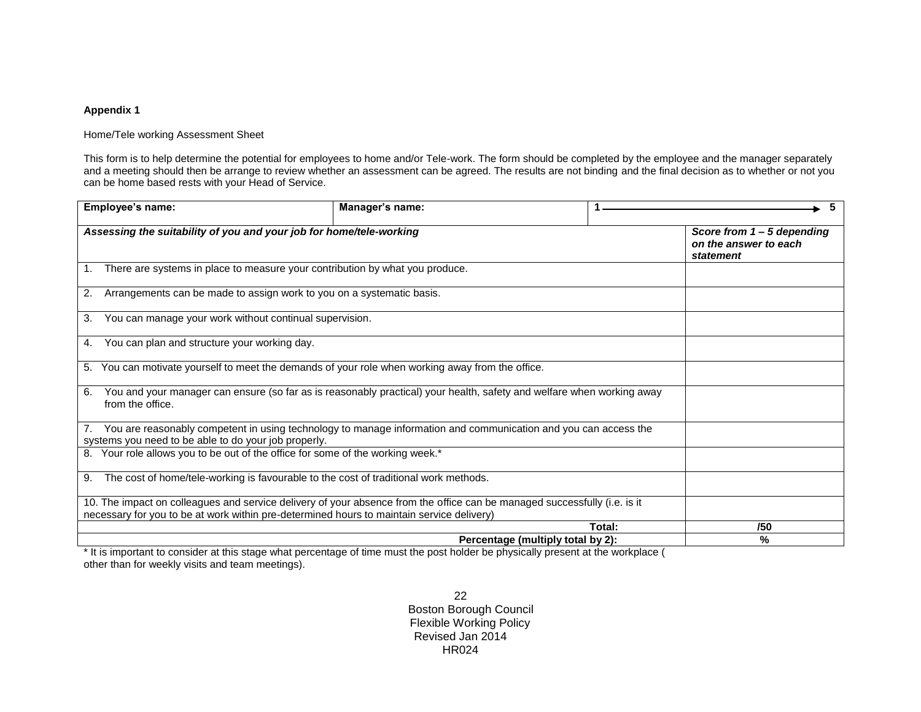**Appendix 1**

Home/Tele working Assessment Sheet

This form is to help determine the potential for employees to home and/or Tele-work. The form should be completed by the employee and the manager separately and a meeting should then be arrange to review whether an assessment can be agreed. The results are not binding and the final decision as to whether or not you can be home based rests with your Head of Service.

| Employee's name: | Manager's name: | 1 ———————→ 5 |
|---|---|---|
| ***Assessing the suitability of you and your job for home/tele-working*** | | ***Score from 1 – 5 depending on the answer to each statement*** |
| 1. There are systems in place to measure your contribution by what you produce. | | |
| 2. Arrangements can be made to assign work to you on a systematic basis. | | |
| 3. You can manage your work without continual supervision. | | |
| 4. You can plan and structure your working day. | | |
| 5. You can motivate yourself to meet the demands of your role when working away from the office. | | |
| 6. You and your manager can ensure (so far as is reasonably practical) your health, safety and welfare when working away from the office. | | |
| 7. You are reasonably competent in using technology to manage information and communication and you can access the systems you need to be able to do your job properly. | | |
| 8. Your role allows you to be out of the office for some of the working week.* | | |
| 9. The cost of home/tele-working is favourable to the cost of traditional work methods. | | |
| 10. The impact on colleagues and service delivery of your absence from the office can be managed successfully (i.e. is it necessary for you to be at work within pre-determined hours to maintain service delivery) | | |
| | **Total:** | **/50** |
| | **Percentage (multiply total by 2):** | **%** |

\* It is important to consider at this stage what percentage of time must the post holder be physically present at the workplace ( other than for weekly visits and team meetings).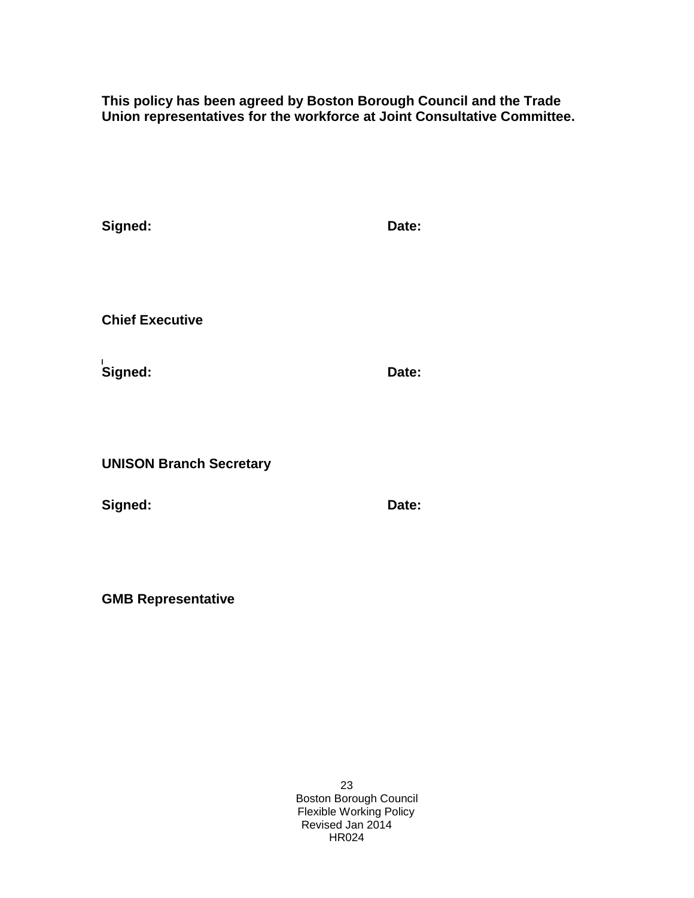**This policy has been agreed by Boston Borough Council and the Trade Union representatives for the workforce at Joint Consultative Committee.**

**Signed:** **Date:**

**Chief Executive**

**Signed:** **Date:**

**UNISON Branch Secretary**

**Signed:** **Date:**

**GMB Representative**